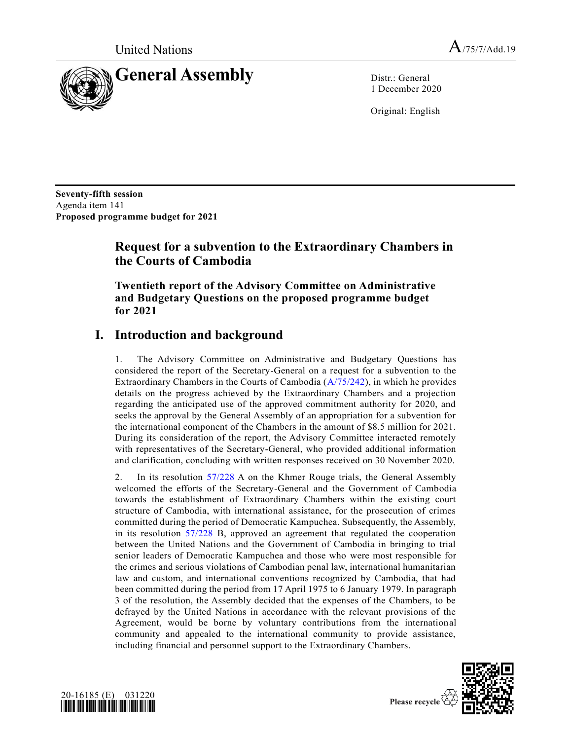United Nations A/75/7/Add.19

# General Assembly

Distr.: General
1 December 2020

Original: English

**Seventy-fifth session**
Agenda item 141
**Proposed programme budget for 2021**

## Request for a subvention to the Extraordinary Chambers in the Courts of Cambodia

### Twentieth report of the Advisory Committee on Administrative and Budgetary Questions on the proposed programme budget for 2021

## I. Introduction and background

1. The Advisory Committee on Administrative and Budgetary Questions has considered the report of the Secretary-General on a request for a subvention to the Extraordinary Chambers in the Courts of Cambodia (A/75/242), in which he provides details on the progress achieved by the Extraordinary Chambers and a projection regarding the anticipated use of the approved commitment authority for 2020, and seeks the approval by the General Assembly of an appropriation for a subvention for the international component of the Chambers in the amount of $8.5 million for 2021. During its consideration of the report, the Advisory Committee interacted remotely with representatives of the Secretary-General, who provided additional information and clarification, concluding with written responses received on 30 November 2020.

2. In its resolution 57/228 A on the Khmer Rouge trials, the General Assembly welcomed the efforts of the Secretary-General and the Government of Cambodia towards the establishment of Extraordinary Chambers within the existing court structure of Cambodia, with international assistance, for the prosecution of crimes committed during the period of Democratic Kampuchea. Subsequently, the Assembly, in its resolution 57/228 B, approved an agreement that regulated the cooperation between the United Nations and the Government of Cambodia in bringing to trial senior leaders of Democratic Kampuchea and those who were most responsible for the crimes and serious violations of Cambodian penal law, international humanitarian law and custom, and international conventions recognized by Cambodia, that had been committed during the period from 17 April 1975 to 6 January 1979. In paragraph 3 of the resolution, the Assembly decided that the expenses of the Chambers, to be defrayed by the United Nations in accordance with the relevant provisions of the Agreement, would be borne by voluntary contributions from the international community and appealed to the international community to provide assistance, including financial and personnel support to the Extraordinary Chambers.

20-16185 (E) 031220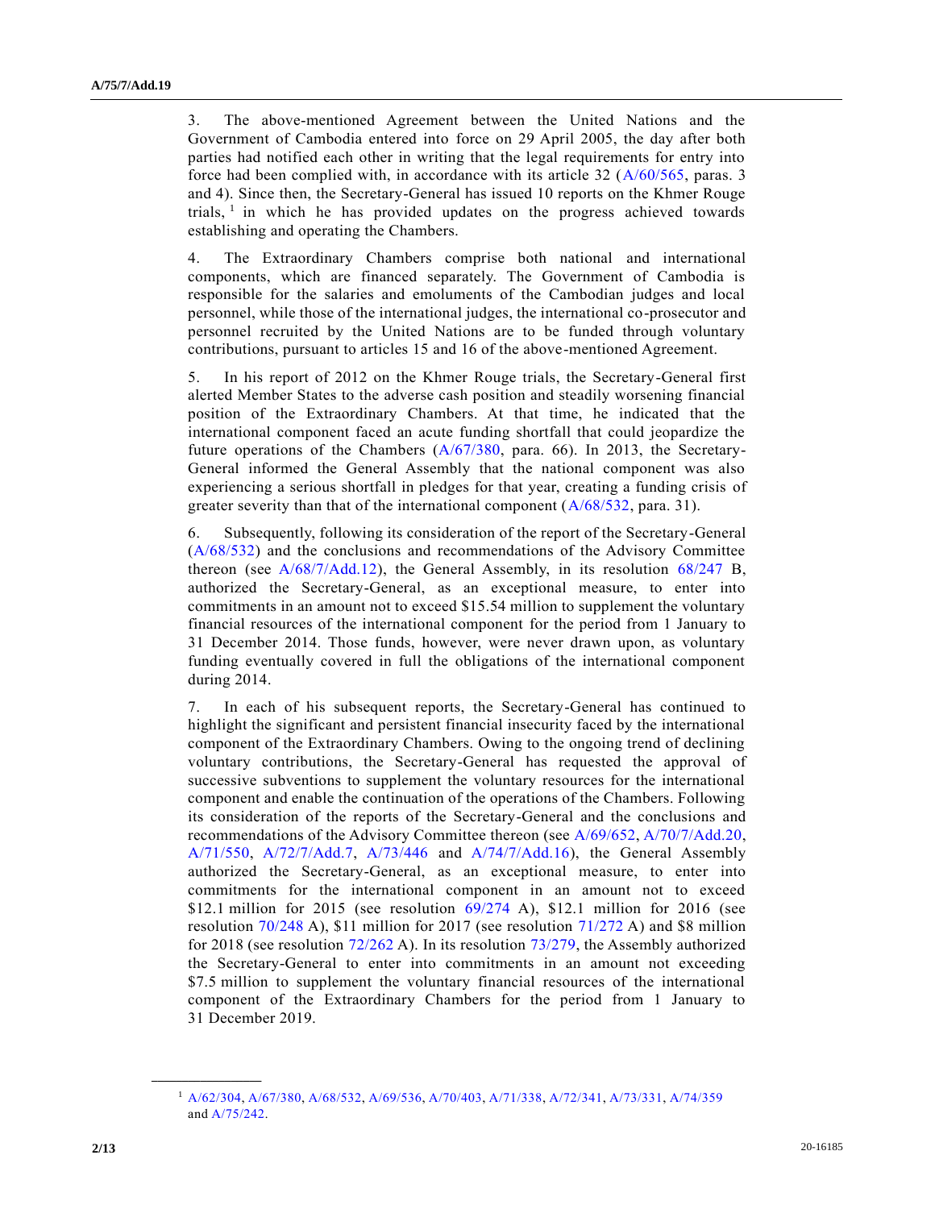3. The above-mentioned Agreement between the United Nations and the Government of Cambodia entered into force on 29 April 2005, the day after both parties had notified each other in writing that the legal requirements for entry into force had been complied with, in accordance with its article 32 (A/60/565, paras. 3 and 4). Since then, the Secretary-General has issued 10 reports on the Khmer Rouge trials,[1] in which he has provided updates on the progress achieved towards establishing and operating the Chambers.

4. The Extraordinary Chambers comprise both national and international components, which are financed separately. The Government of Cambodia is responsible for the salaries and emoluments of the Cambodian judges and local personnel, while those of the international judges, the international co-prosecutor and personnel recruited by the United Nations are to be funded through voluntary contributions, pursuant to articles 15 and 16 of the above-mentioned Agreement.

5. In his report of 2012 on the Khmer Rouge trials, the Secretary-General first alerted Member States to the adverse cash position and steadily worsening financial position of the Extraordinary Chambers. At that time, he indicated that the international component faced an acute funding shortfall that could jeopardize the future operations of the Chambers (A/67/380, para. 66). In 2013, the Secretary-General informed the General Assembly that the national component was also experiencing a serious shortfall in pledges for that year, creating a funding crisis of greater severity than that of the international component (A/68/532, para. 31).

6. Subsequently, following its consideration of the report of the Secretary-General (A/68/532) and the conclusions and recommendations of the Advisory Committee thereon (see A/68/7/Add.12), the General Assembly, in its resolution 68/247 B, authorized the Secretary-General, as an exceptional measure, to enter into commitments in an amount not to exceed $15.54 million to supplement the voluntary financial resources of the international component for the period from 1 January to 31 December 2014. Those funds, however, were never drawn upon, as voluntary funding eventually covered in full the obligations of the international component during 2014.

7. In each of his subsequent reports, the Secretary-General has continued to highlight the significant and persistent financial insecurity faced by the international component of the Extraordinary Chambers. Owing to the ongoing trend of declining voluntary contributions, the Secretary-General has requested the approval of successive subventions to supplement the voluntary resources for the international component and enable the continuation of the operations of the Chambers. Following its consideration of the reports of the Secretary-General and the conclusions and recommendations of the Advisory Committee thereon (see A/69/652, A/70/7/Add.20, A/71/550, A/72/7/Add.7, A/73/446 and A/74/7/Add.16), the General Assembly authorized the Secretary-General, as an exceptional measure, to enter into commitments for the international component in an amount not to exceed $12.1 million for 2015 (see resolution 69/274 A), $12.1 million for 2016 (see resolution 70/248 A), $11 million for 2017 (see resolution 71/272 A) and $8 million for 2018 (see resolution 72/262 A). In its resolution 73/279, the Assembly authorized the Secretary-General to enter into commitments in an amount not exceeding $7.5 million to supplement the voluntary financial resources of the international component of the Extraordinary Chambers for the period from 1 January to 31 December 2019.

---

[1] A/62/304, A/67/380, A/68/532, A/69/536, A/70/403, A/71/338, A/72/341, A/73/331, A/74/359 and A/75/242.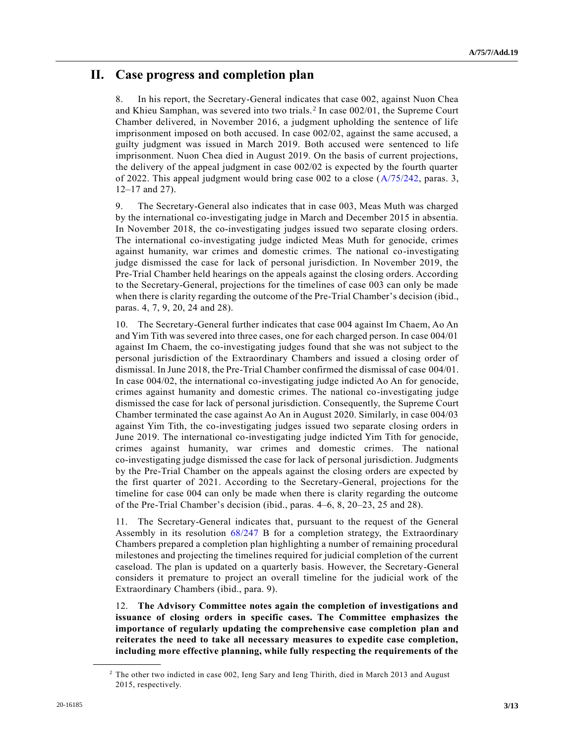## II. Case progress and completion plan

8. In his report, the Secretary-General indicates that case 002, against Nuon Chea and Khieu Samphan, was severed into two trials.[2] In case 002/01, the Supreme Court Chamber delivered, in November 2016, a judgment upholding the sentence of life imprisonment imposed on both accused. In case 002/02, against the same accused, a guilty judgment was issued in March 2019. Both accused were sentenced to life imprisonment. Nuon Chea died in August 2019. On the basis of current projections, the delivery of the appeal judgment in case 002/02 is expected by the fourth quarter of 2022. This appeal judgment would bring case 002 to a close (A/75/242, paras. 3, 12–17 and 27).

9. The Secretary-General also indicates that in case 003, Meas Muth was charged by the international co-investigating judge in March and December 2015 in absentia. In November 2018, the co-investigating judges issued two separate closing orders. The international co-investigating judge indicted Meas Muth for genocide, crimes against humanity, war crimes and domestic crimes. The national co-investigating judge dismissed the case for lack of personal jurisdiction. In November 2019, the Pre-Trial Chamber held hearings on the appeals against the closing orders. According to the Secretary-General, projections for the timelines of case 003 can only be made when there is clarity regarding the outcome of the Pre-Trial Chamber's decision (ibid., paras. 4, 7, 9, 20, 24 and 28).

10. The Secretary-General further indicates that case 004 against Im Chaem, Ao An and Yim Tith was severed into three cases, one for each charged person. In case 004/01 against Im Chaem, the co-investigating judges found that she was not subject to the personal jurisdiction of the Extraordinary Chambers and issued a closing order of dismissal. In June 2018, the Pre-Trial Chamber confirmed the dismissal of case 004/01. In case 004/02, the international co-investigating judge indicted Ao An for genocide, crimes against humanity and domestic crimes. The national co-investigating judge dismissed the case for lack of personal jurisdiction. Consequently, the Supreme Court Chamber terminated the case against Ao An in August 2020. Similarly, in case 004/03 against Yim Tith, the co-investigating judges issued two separate closing orders in June 2019. The international co-investigating judge indicted Yim Tith for genocide, crimes against humanity, war crimes and domestic crimes. The national co-investigating judge dismissed the case for lack of personal jurisdiction. Judgments by the Pre-Trial Chamber on the appeals against the closing orders are expected by the first quarter of 2021. According to the Secretary-General, projections for the timeline for case 004 can only be made when there is clarity regarding the outcome of the Pre-Trial Chamber's decision (ibid., paras. 4–6, 8, 20–23, 25 and 28).

11. The Secretary-General indicates that, pursuant to the request of the General Assembly in its resolution 68/247 B for a completion strategy, the Extraordinary Chambers prepared a completion plan highlighting a number of remaining procedural milestones and projecting the timelines required for judicial completion of the current caseload. The plan is updated on a quarterly basis. However, the Secretary-General considers it premature to project an overall timeline for the judicial work of the Extraordinary Chambers (ibid., para. 9).

12. **The Advisory Committee notes again the completion of investigations and issuance of closing orders in specific cases. The Committee emphasizes the importance of regularly updating the comprehensive case completion plan and reiterates the need to take all necessary measures to expedite case completion, including more effective planning, while fully respecting the requirements of the**

---

[2] The other two indicted in case 002, Ieng Sary and Ieng Thirith, died in March 2013 and August 2015, respectively.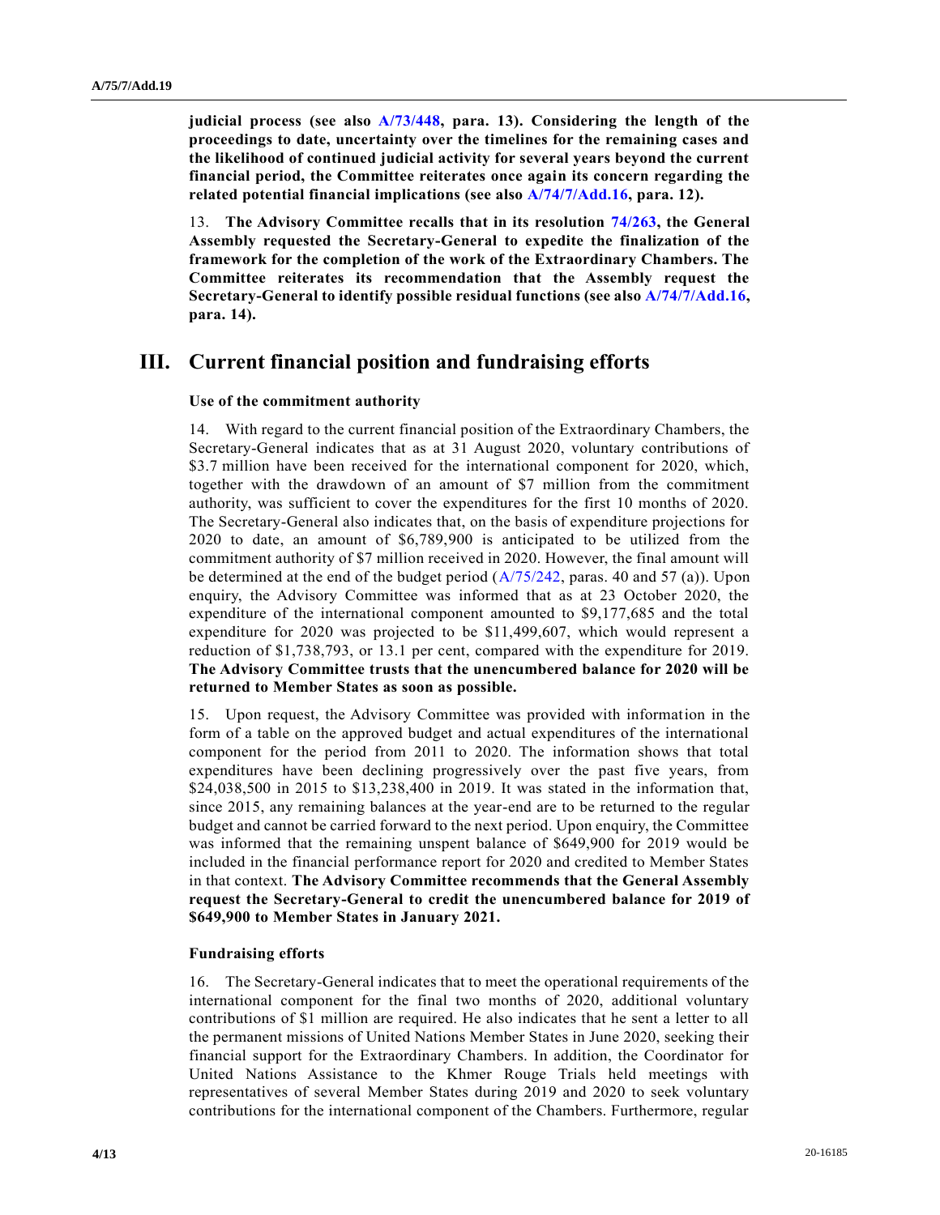**judicial process (see also A/73/448, para. 13). Considering the length of the proceedings to date, uncertainty over the timelines for the remaining cases and the likelihood of continued judicial activity for several years beyond the current financial period, the Committee reiterates once again its concern regarding the related potential financial implications (see also A/74/7/Add.16, para. 12).**

13. **The Advisory Committee recalls that in its resolution 74/263, the General Assembly requested the Secretary-General to expedite the finalization of the framework for the completion of the work of the Extraordinary Chambers. The Committee reiterates its recommendation that the Assembly request the Secretary-General to identify possible residual functions (see also A/74/7/Add.16, para. 14).**

## III. Current financial position and fundraising efforts

### Use of the commitment authority

14. With regard to the current financial position of the Extraordinary Chambers, the Secretary-General indicates that as at 31 August 2020, voluntary contributions of $3.7 million have been received for the international component for 2020, which, together with the drawdown of an amount of $7 million from the commitment authority, was sufficient to cover the expenditures for the first 10 months of 2020. The Secretary-General also indicates that, on the basis of expenditure projections for 2020 to date, an amount of $6,789,900 is anticipated to be utilized from the commitment authority of $7 million received in 2020. However, the final amount will be determined at the end of the budget period (A/75/242, paras. 40 and 57 (a)). Upon enquiry, the Advisory Committee was informed that as at 23 October 2020, the expenditure of the international component amounted to $9,177,685 and the total expenditure for 2020 was projected to be $11,499,607, which would represent a reduction of $1,738,793, or 13.1 per cent, compared with the expenditure for 2019. **The Advisory Committee trusts that the unencumbered balance for 2020 will be returned to Member States as soon as possible.**

15. Upon request, the Advisory Committee was provided with information in the form of a table on the approved budget and actual expenditures of the international component for the period from 2011 to 2020. The information shows that total expenditures have been declining progressively over the past five years, from $24,038,500 in 2015 to $13,238,400 in 2019. It was stated in the information that, since 2015, any remaining balances at the year-end are to be returned to the regular budget and cannot be carried forward to the next period. Upon enquiry, the Committee was informed that the remaining unspent balance of $649,900 for 2019 would be included in the financial performance report for 2020 and credited to Member States in that context. **The Advisory Committee recommends that the General Assembly request the Secretary-General to credit the unencumbered balance for 2019 of $649,900 to Member States in January 2021.**

### Fundraising efforts

16. The Secretary-General indicates that to meet the operational requirements of the international component for the final two months of 2020, additional voluntary contributions of $1 million are required. He also indicates that he sent a letter to all the permanent missions of United Nations Member States in June 2020, seeking their financial support for the Extraordinary Chambers. In addition, the Coordinator for United Nations Assistance to the Khmer Rouge Trials held meetings with representatives of several Member States during 2019 and 2020 to seek voluntary contributions for the international component of the Chambers. Furthermore, regular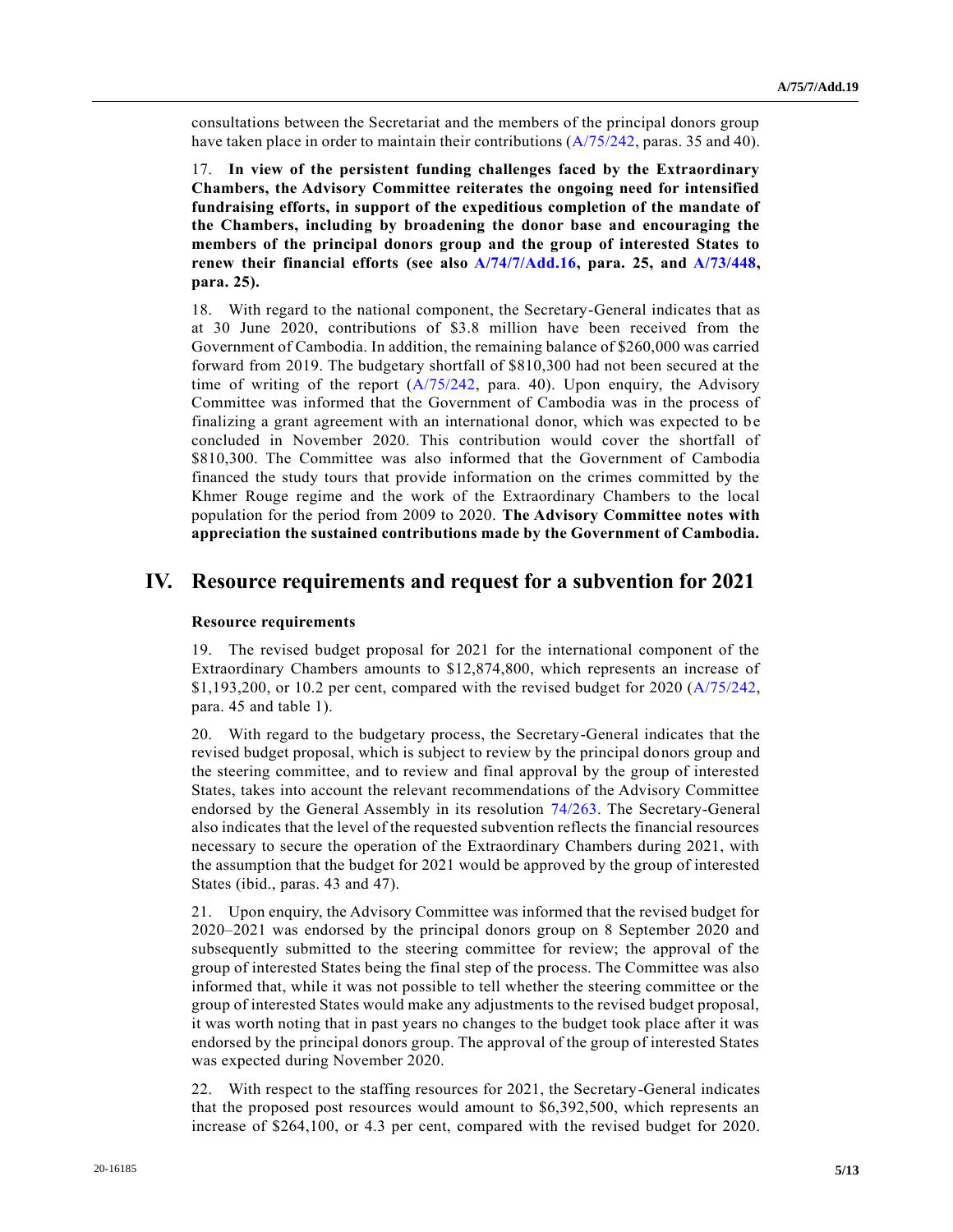consultations between the Secretariat and the members of the principal donors group have taken place in order to maintain their contributions (A/75/242, paras. 35 and 40).

17. **In view of the persistent funding challenges faced by the Extraordinary Chambers, the Advisory Committee reiterates the ongoing need for intensified fundraising efforts, in support of the expeditious completion of the mandate of the Chambers, including by broadening the donor base and encouraging the members of the principal donors group and the group of interested States to renew their financial efforts (see also A/74/7/Add.16, para. 25, and A/73/448, para. 25).**

18. With regard to the national component, the Secretary-General indicates that as at 30 June 2020, contributions of $3.8 million have been received from the Government of Cambodia. In addition, the remaining balance of $260,000 was carried forward from 2019. The budgetary shortfall of $810,300 had not been secured at the time of writing of the report (A/75/242, para. 40). Upon enquiry, the Advisory Committee was informed that the Government of Cambodia was in the process of finalizing a grant agreement with an international donor, which was expected to be concluded in November 2020. This contribution would cover the shortfall of $810,300. The Committee was also informed that the Government of Cambodia financed the study tours that provide information on the crimes committed by the Khmer Rouge regime and the work of the Extraordinary Chambers to the local population for the period from 2009 to 2020. **The Advisory Committee notes with appreciation the sustained contributions made by the Government of Cambodia.**

# IV. Resource requirements and request for a subvention for 2021

### Resource requirements

19. The revised budget proposal for 2021 for the international component of the Extraordinary Chambers amounts to $12,874,800, which represents an increase of $1,193,200, or 10.2 per cent, compared with the revised budget for 2020 (A/75/242, para. 45 and table 1).

20. With regard to the budgetary process, the Secretary-General indicates that the revised budget proposal, which is subject to review by the principal donors group and the steering committee, and to review and final approval by the group of interested States, takes into account the relevant recommendations of the Advisory Committee endorsed by the General Assembly in its resolution 74/263. The Secretary-General also indicates that the level of the requested subvention reflects the financial resources necessary to secure the operation of the Extraordinary Chambers during 2021, with the assumption that the budget for 2021 would be approved by the group of interested States (ibid., paras. 43 and 47).

21. Upon enquiry, the Advisory Committee was informed that the revised budget for 2020–2021 was endorsed by the principal donors group on 8 September 2020 and subsequently submitted to the steering committee for review; the approval of the group of interested States being the final step of the process. The Committee was also informed that, while it was not possible to tell whether the steering committee or the group of interested States would make any adjustments to the revised budget proposal, it was worth noting that in past years no changes to the budget took place after it was endorsed by the principal donors group. The approval of the group of interested States was expected during November 2020.

22. With respect to the staffing resources for 2021, the Secretary-General indicates that the proposed post resources would amount to $6,392,500, which represents an increase of $264,100, or 4.3 per cent, compared with the revised budget for 2020.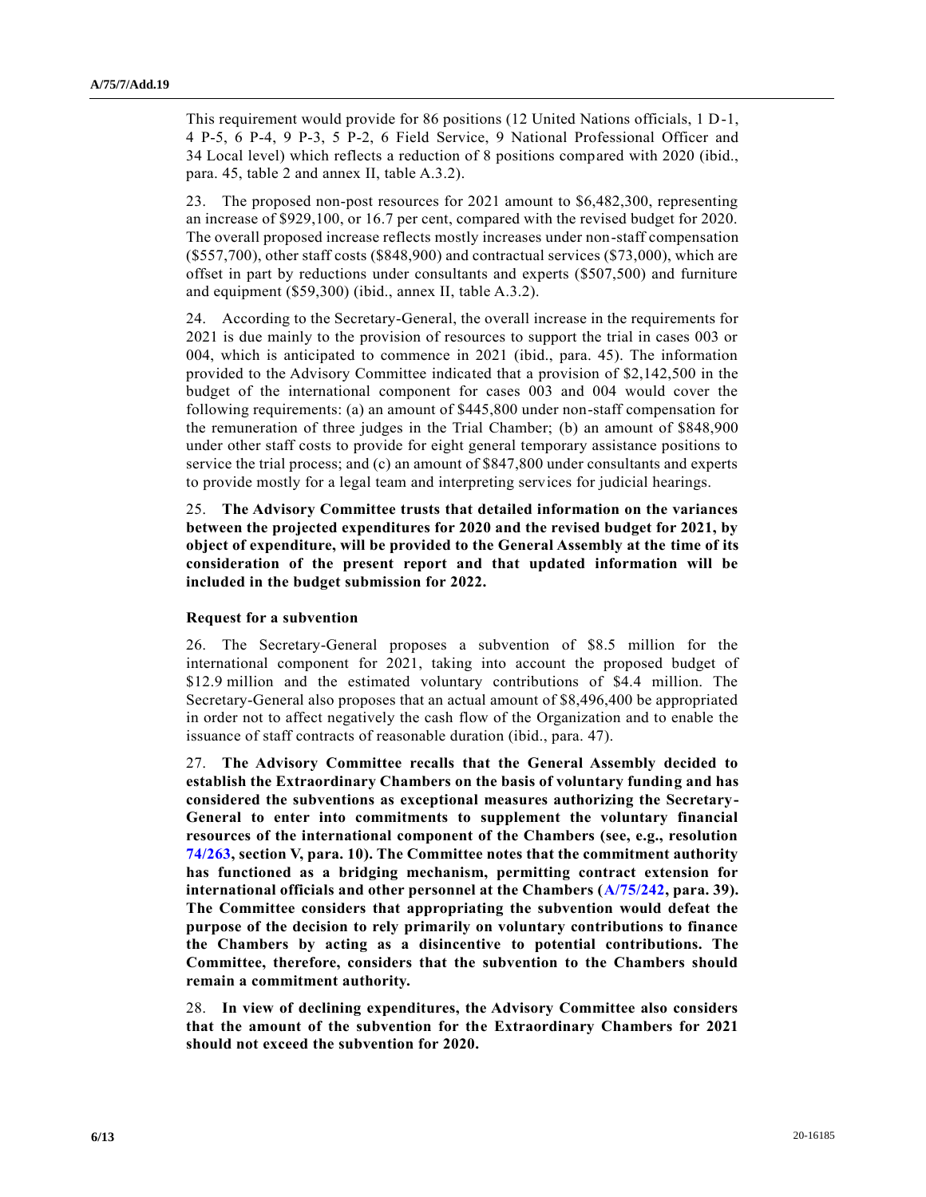This requirement would provide for 86 positions (12 United Nations officials, 1 D-1, 4 P-5, 6 P-4, 9 P-3, 5 P-2, 6 Field Service, 9 National Professional Officer and 34 Local level) which reflects a reduction of 8 positions compared with 2020 (ibid., para. 45, table 2 and annex II, table A.3.2).

23. The proposed non-post resources for 2021 amount to $6,482,300, representing an increase of $929,100, or 16.7 per cent, compared with the revised budget for 2020. The overall proposed increase reflects mostly increases under non-staff compensation ($557,700), other staff costs ($848,900) and contractual services ($73,000), which are offset in part by reductions under consultants and experts ($507,500) and furniture and equipment ($59,300) (ibid., annex II, table A.3.2).

24. According to the Secretary-General, the overall increase in the requirements for 2021 is due mainly to the provision of resources to support the trial in cases 003 or 004, which is anticipated to commence in 2021 (ibid., para. 45). The information provided to the Advisory Committee indicated that a provision of $2,142,500 in the budget of the international component for cases 003 and 004 would cover the following requirements: (a) an amount of $445,800 under non-staff compensation for the remuneration of three judges in the Trial Chamber; (b) an amount of $848,900 under other staff costs to provide for eight general temporary assistance positions to service the trial process; and (c) an amount of $847,800 under consultants and experts to provide mostly for a legal team and interpreting services for judicial hearings.

25. **The Advisory Committee trusts that detailed information on the variances between the projected expenditures for 2020 and the revised budget for 2021, by object of expenditure, will be provided to the General Assembly at the time of its consideration of the present report and that updated information will be included in the budget submission for 2022.**

### Request for a subvention

26. The Secretary-General proposes a subvention of $8.5 million for the international component for 2021, taking into account the proposed budget of $12.9 million and the estimated voluntary contributions of $4.4 million. The Secretary-General also proposes that an actual amount of $8,496,400 be appropriated in order not to affect negatively the cash flow of the Organization and to enable the issuance of staff contracts of reasonable duration (ibid., para. 47).

27. **The Advisory Committee recalls that the General Assembly decided to establish the Extraordinary Chambers on the basis of voluntary funding and has considered the subventions as exceptional measures authorizing the Secretary-General to enter into commitments to supplement the voluntary financial resources of the international component of the Chambers (see, e.g., resolution 74/263, section V, para. 10). The Committee notes that the commitment authority has functioned as a bridging mechanism, permitting contract extension for international officials and other personnel at the Chambers (A/75/242, para. 39). The Committee considers that appropriating the subvention would defeat the purpose of the decision to rely primarily on voluntary contributions to finance the Chambers by acting as a disincentive to potential contributions. The Committee, therefore, considers that the subvention to the Chambers should remain a commitment authority.**

28. **In view of declining expenditures, the Advisory Committee also considers that the amount of the subvention for the Extraordinary Chambers for 2021 should not exceed the subvention for 2020.**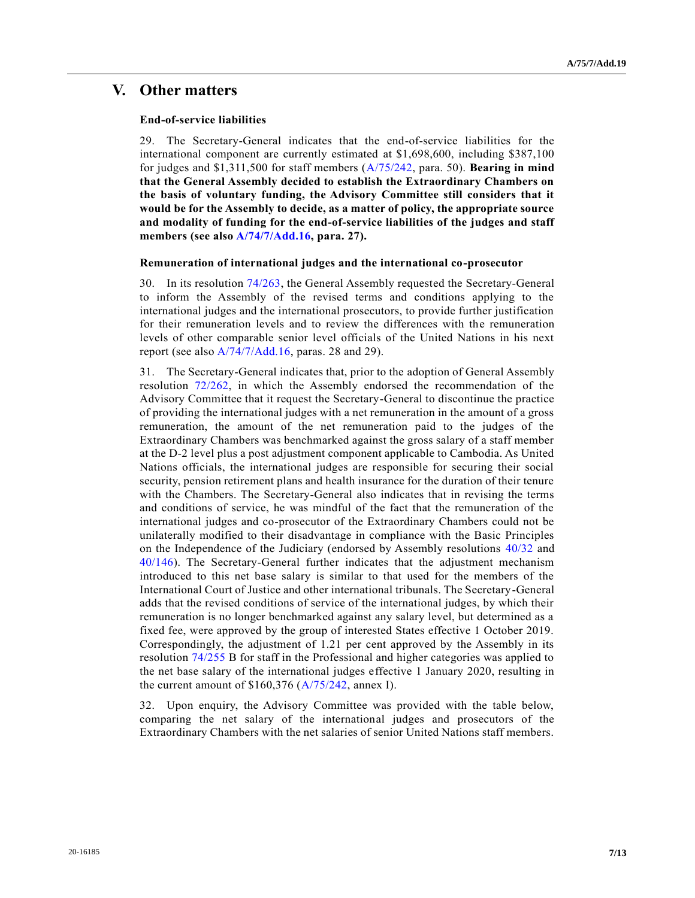# V. Other matters

### End-of-service liabilities

29. The Secretary-General indicates that the end-of-service liabilities for the international component are currently estimated at $1,698,600, including $387,100 for judges and $1,311,500 for staff members (A/75/242, para. 50). **Bearing in mind that the General Assembly decided to establish the Extraordinary Chambers on the basis of voluntary funding, the Advisory Committee still considers that it would be for the Assembly to decide, as a matter of policy, the appropriate source and modality of funding for the end-of-service liabilities of the judges and staff members (see also A/74/7/Add.16, para. 27).**

### Remuneration of international judges and the international co-prosecutor

30. In its resolution 74/263, the General Assembly requested the Secretary-General to inform the Assembly of the revised terms and conditions applying to the international judges and the international prosecutors, to provide further justification for their remuneration levels and to review the differences with the remuneration levels of other comparable senior level officials of the United Nations in his next report (see also A/74/7/Add.16, paras. 28 and 29).

31. The Secretary-General indicates that, prior to the adoption of General Assembly resolution 72/262, in which the Assembly endorsed the recommendation of the Advisory Committee that it request the Secretary-General to discontinue the practice of providing the international judges with a net remuneration in the amount of a gross remuneration, the amount of the net remuneration paid to the judges of the Extraordinary Chambers was benchmarked against the gross salary of a staff member at the D-2 level plus a post adjustment component applicable to Cambodia. As United Nations officials, the international judges are responsible for securing their social security, pension retirement plans and health insurance for the duration of their tenure with the Chambers. The Secretary-General also indicates that in revising the terms and conditions of service, he was mindful of the fact that the remuneration of the international judges and co-prosecutor of the Extraordinary Chambers could not be unilaterally modified to their disadvantage in compliance with the Basic Principles on the Independence of the Judiciary (endorsed by Assembly resolutions 40/32 and 40/146). The Secretary-General further indicates that the adjustment mechanism introduced to this net base salary is similar to that used for the members of the International Court of Justice and other international tribunals. The Secretary-General adds that the revised conditions of service of the international judges, by which their remuneration is no longer benchmarked against any salary level, but determined as a fixed fee, were approved by the group of interested States effective 1 October 2019. Correspondingly, the adjustment of 1.21 per cent approved by the Assembly in its resolution 74/255 B for staff in the Professional and higher categories was applied to the net base salary of the international judges effective 1 January 2020, resulting in the current amount of $160,376 (A/75/242, annex I).

32. Upon enquiry, the Advisory Committee was provided with the table below, comparing the net salary of the international judges and prosecutors of the Extraordinary Chambers with the net salaries of senior United Nations staff members.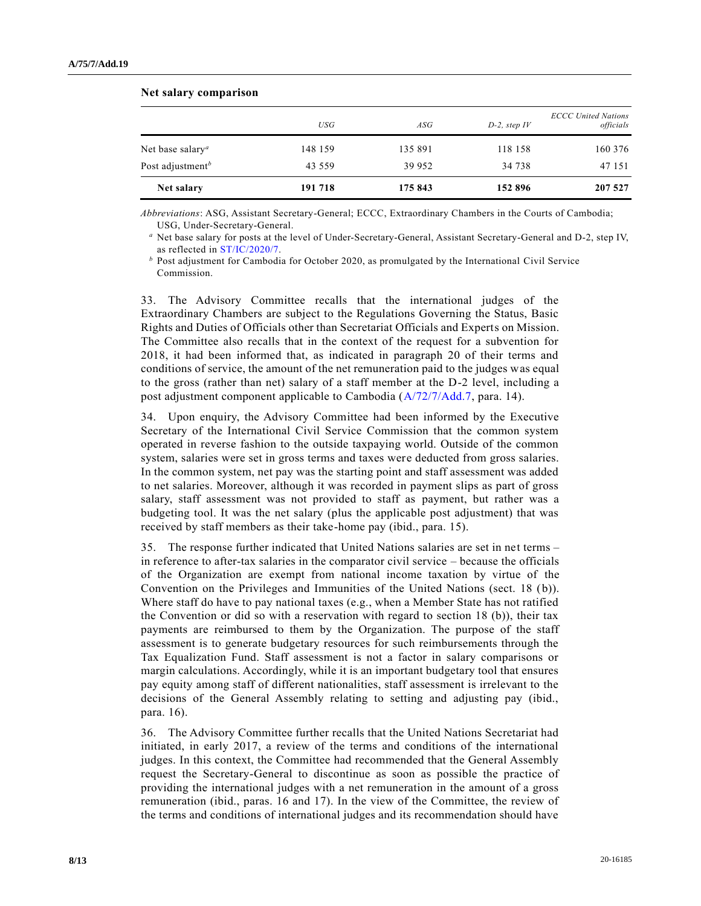**Net salary comparison**

| | *USG* | *ASG* | *D-2, step IV* | *ECCC United Nations officials* |
|---|---|---|---|---|
| Net base salary[a] | 148 159 | 135 891 | 118 158 | 160 376 |
| Post adjustment[b] | 43 559 | 39 952 | 34 738 | 47 151 |
| **Net salary** | **191 718** | **175 843** | **152 896** | **207 527** |

*Abbreviations*: ASG, Assistant Secretary-General; ECCC, Extraordinary Chambers in the Courts of Cambodia; USG, Under-Secretary-General.

[a] Net base salary for posts at the level of Under-Secretary-General, Assistant Secretary-General and D-2, step IV, as reflected in ST/IC/2020/7.

[b] Post adjustment for Cambodia for October 2020, as promulgated by the International Civil Service Commission.

33. The Advisory Committee recalls that the international judges of the Extraordinary Chambers are subject to the Regulations Governing the Status, Basic Rights and Duties of Officials other than Secretariat Officials and Experts on Mission. The Committee also recalls that in the context of the request for a subvention for 2018, it had been informed that, as indicated in paragraph 20 of their terms and conditions of service, the amount of the net remuneration paid to the judges was equal to the gross (rather than net) salary of a staff member at the D-2 level, including a post adjustment component applicable to Cambodia (A/72/7/Add.7, para. 14).

34. Upon enquiry, the Advisory Committee had been informed by the Executive Secretary of the International Civil Service Commission that the common system operated in reverse fashion to the outside taxpaying world. Outside of the common system, salaries were set in gross terms and taxes were deducted from gross salaries. In the common system, net pay was the starting point and staff assessment was added to net salaries. Moreover, although it was recorded in payment slips as part of gross salary, staff assessment was not provided to staff as payment, but rather was a budgeting tool. It was the net salary (plus the applicable post adjustment) that was received by staff members as their take-home pay (ibid., para. 15).

35. The response further indicated that United Nations salaries are set in net terms – in reference to after-tax salaries in the comparator civil service – because the officials of the Organization are exempt from national income taxation by virtue of the Convention on the Privileges and Immunities of the United Nations (sect. 18 (b)). Where staff do have to pay national taxes (e.g., when a Member State has not ratified the Convention or did so with a reservation with regard to section 18 (b)), their tax payments are reimbursed to them by the Organization. The purpose of the staff assessment is to generate budgetary resources for such reimbursements through the Tax Equalization Fund. Staff assessment is not a factor in salary comparisons or margin calculations. Accordingly, while it is an important budgetary tool that ensures pay equity among staff of different nationalities, staff assessment is irrelevant to the decisions of the General Assembly relating to setting and adjusting pay (ibid., para. 16).

36. The Advisory Committee further recalls that the United Nations Secretariat had initiated, in early 2017, a review of the terms and conditions of the international judges. In this context, the Committee had recommended that the General Assembly request the Secretary-General to discontinue as soon as possible the practice of providing the international judges with a net remuneration in the amount of a gross remuneration (ibid., paras. 16 and 17). In the view of the Committee, the review of the terms and conditions of international judges and its recommendation should have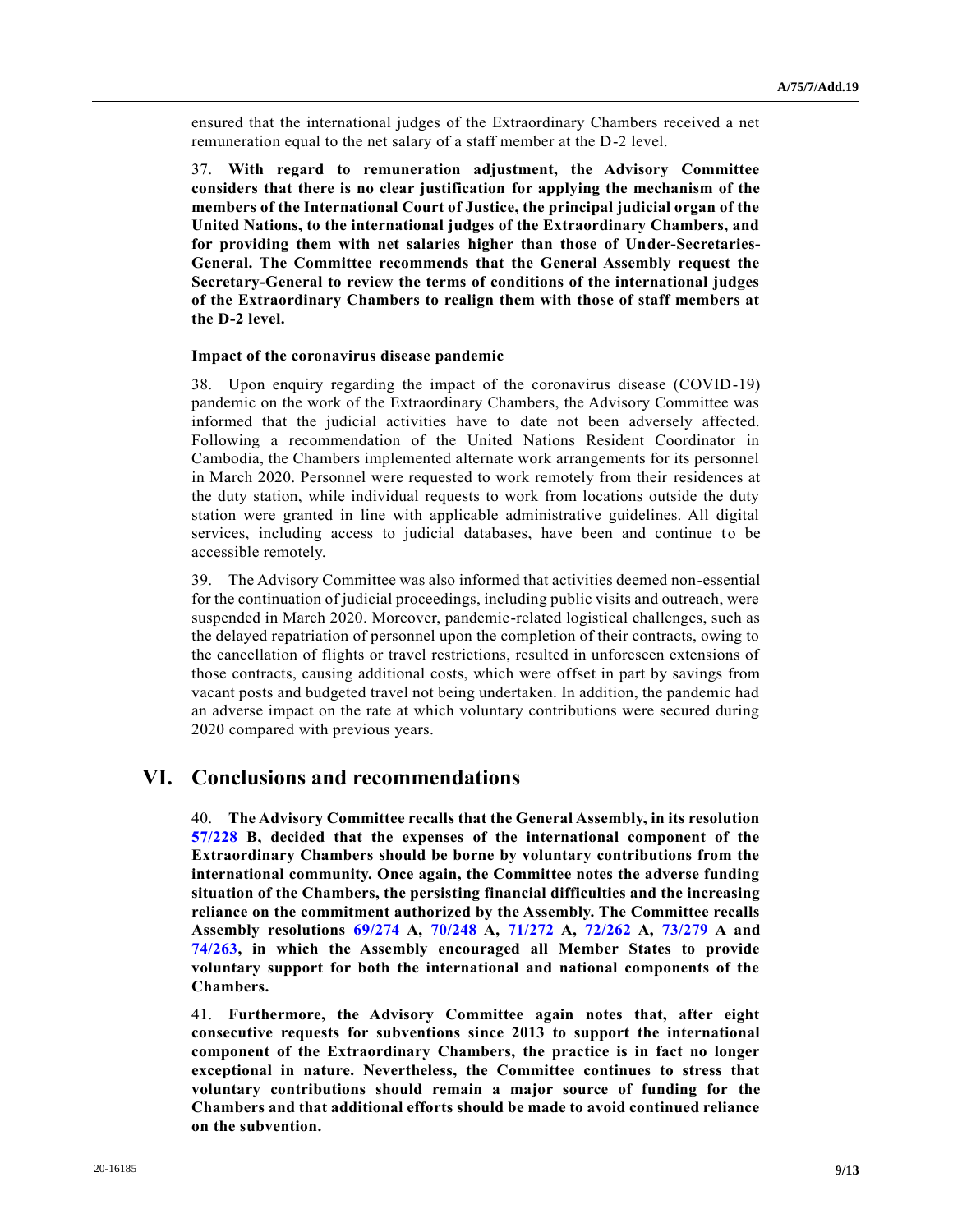ensured that the international judges of the Extraordinary Chambers received a net remuneration equal to the net salary of a staff member at the D-2 level.

37. **With regard to remuneration adjustment, the Advisory Committee considers that there is no clear justification for applying the mechanism of the members of the International Court of Justice, the principal judicial organ of the United Nations, to the international judges of the Extraordinary Chambers, and for providing them with net salaries higher than those of Under-Secretaries-General. The Committee recommends that the General Assembly request the Secretary-General to review the terms of conditions of the international judges of the Extraordinary Chambers to realign them with those of staff members at the D-2 level.**

### Impact of the coronavirus disease pandemic

38. Upon enquiry regarding the impact of the coronavirus disease (COVID-19) pandemic on the work of the Extraordinary Chambers, the Advisory Committee was informed that the judicial activities have to date not been adversely affected. Following a recommendation of the United Nations Resident Coordinator in Cambodia, the Chambers implemented alternate work arrangements for its personnel in March 2020. Personnel were requested to work remotely from their residences at the duty station, while individual requests to work from locations outside the duty station were granted in line with applicable administrative guidelines. All digital services, including access to judicial databases, have been and continue to be accessible remotely.

39. The Advisory Committee was also informed that activities deemed non-essential for the continuation of judicial proceedings, including public visits and outreach, were suspended in March 2020. Moreover, pandemic-related logistical challenges, such as the delayed repatriation of personnel upon the completion of their contracts, owing to the cancellation of flights or travel restrictions, resulted in unforeseen extensions of those contracts, causing additional costs, which were offset in part by savings from vacant posts and budgeted travel not being undertaken. In addition, the pandemic had an adverse impact on the rate at which voluntary contributions were secured during 2020 compared with previous years.

## VI. Conclusions and recommendations

40. **The Advisory Committee recalls that the General Assembly, in its resolution 57/228 B, decided that the expenses of the international component of the Extraordinary Chambers should be borne by voluntary contributions from the international community. Once again, the Committee notes the adverse funding situation of the Chambers, the persisting financial difficulties and the increasing reliance on the commitment authorized by the Assembly. The Committee recalls Assembly resolutions 69/274 A, 70/248 A, 71/272 A, 72/262 A, 73/279 A and 74/263, in which the Assembly encouraged all Member States to provide voluntary support for both the international and national components of the Chambers.**

41. **Furthermore, the Advisory Committee again notes that, after eight consecutive requests for subventions since 2013 to support the international component of the Extraordinary Chambers, the practice is in fact no longer exceptional in nature. Nevertheless, the Committee continues to stress that voluntary contributions should remain a major source of funding for the Chambers and that additional efforts should be made to avoid continued reliance on the subvention.**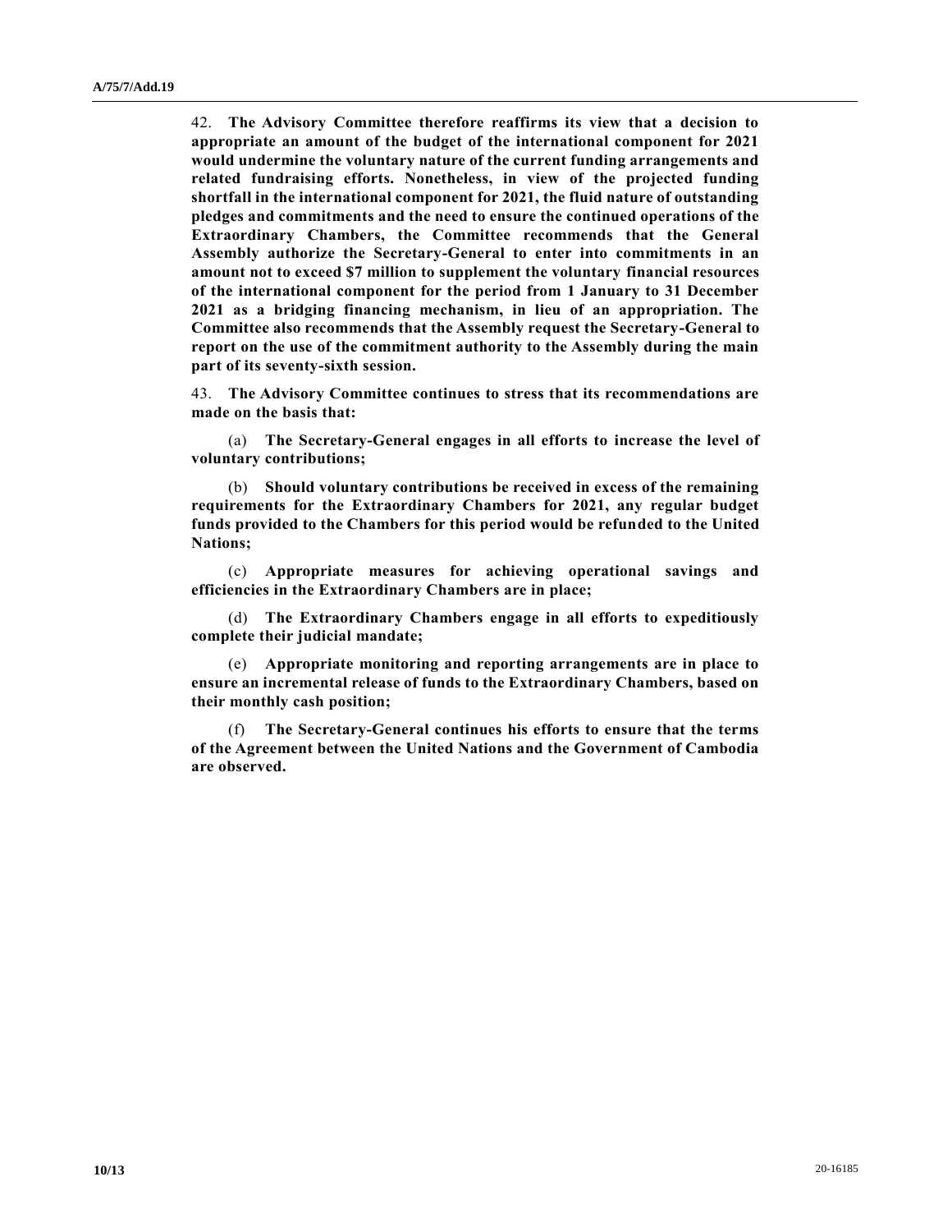42. **The Advisory Committee therefore reaffirms its view that a decision to appropriate an amount of the budget of the international component for 2021 would undermine the voluntary nature of the current funding arrangements and related fundraising efforts. Nonetheless, in view of the projected funding shortfall in the international component for 2021, the fluid nature of outstanding pledges and commitments and the need to ensure the continued operations of the Extraordinary Chambers, the Committee recommends that the General Assembly authorize the Secretary-General to enter into commitments in an amount not to exceed $7 million to supplement the voluntary financial resources of the international component for the period from 1 January to 31 December 2021 as a bridging financing mechanism, in lieu of an appropriation. The Committee also recommends that the Assembly request the Secretary-General to report on the use of the commitment authority to the Assembly during the main part of its seventy-sixth session.**

43. **The Advisory Committee continues to stress that its recommendations are made on the basis that:**

(a) **The Secretary-General engages in all efforts to increase the level of voluntary contributions;**

(b) **Should voluntary contributions be received in excess of the remaining requirements for the Extraordinary Chambers for 2021, any regular budget funds provided to the Chambers for this period would be refunded to the United Nations;**

(c) **Appropriate measures for achieving operational savings and efficiencies in the Extraordinary Chambers are in place;**

(d) **The Extraordinary Chambers engage in all efforts to expeditiously complete their judicial mandate;**

(e) **Appropriate monitoring and reporting arrangements are in place to ensure an incremental release of funds to the Extraordinary Chambers, based on their monthly cash position;**

(f) **The Secretary-General continues his efforts to ensure that the terms of the Agreement between the United Nations and the Government of Cambodia are observed.**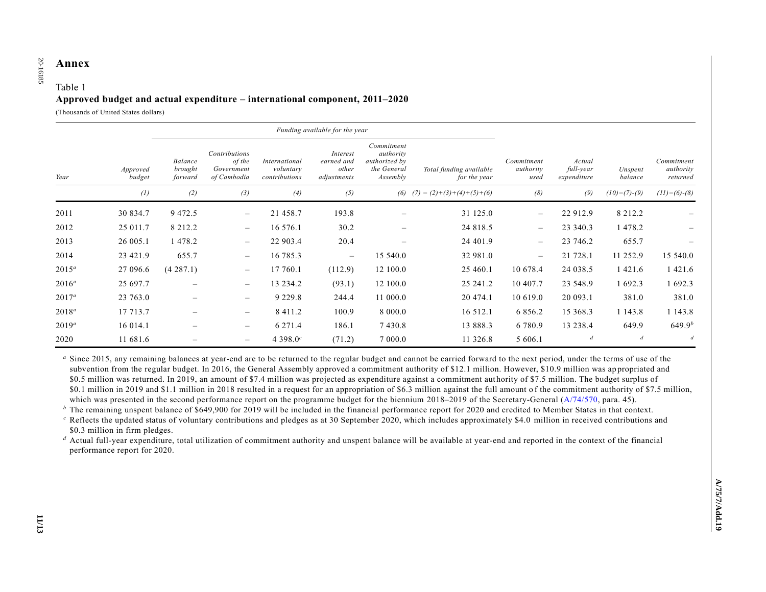## Annex

Table 1
**Approved budget and actual expenditure – international component, 2011–2020**

(Thousands of United States dollars)

| | | Funding available for the year | | | | | | | | | |
|---|---|---|---|---|---|---|---|---|---|---|---|
| *Year* | *Approved budget* | *Balance brought forward* | *Contributions of the Government of Cambodia* | *International voluntary contributions* | *Interest earned and other adjustments* | *Commitment authority authorized by the General Assembly* | *Total funding available for the year* | *Commitment authority used* | *Actual full-year expenditure* | *Unspent balance* | *Commitment authority returned* |
| | *(1)* | *(2)* | *(3)* | *(4)* | *(5)* | *(6)* | *(7) = (2)+(3)+(4)+(5)+(6)* | *(8)* | *(9)* | *(10)=(7)-(9)* | *(11)=(6)-(8)* |
| 2011 | 30 834.7 | 9 472.5 | – | 21 458.7 | 193.8 | – | 31 125.0 | – | 22 912.9 | 8 212.2 | – |
| 2012 | 25 011.7 | 8 212.2 | – | 16 576.1 | 30.2 | – | 24 818.5 | – | 23 340.3 | 1 478.2 | – |
| 2013 | 26 005.1 | 1 478.2 | – | 22 903.4 | 20.4 | – | 24 401.9 | – | 23 746.2 | 655.7 | – |
| 2014 | 23 421.9 | 655.7 | – | 16 785.3 | – | 15 540.0 | 32 981.0 | – | 21 728.1 | 11 252.9 | 15 540.0 |
| 2015[a] | 27 096.6 | (4 287.1) | – | 17 760.1 | (112.9) | 12 100.0 | 25 460.1 | 10 678.4 | 24 038.5 | 1 421.6 | 1 421.6 |
| 2016[a] | 25 697.7 | – | – | 13 234.2 | (93.1) | 12 100.0 | 25 241.2 | 10 407.7 | 23 548.9 | 1 692.3 | 1 692.3 |
| 2017[a] | 23 763.0 | – | – | 9 229.8 | 244.4 | 11 000.0 | 20 474.1 | 10 619.0 | 20 093.1 | 381.0 | 381.0 |
| 2018[a] | 17 713.7 | – | – | 8 411.2 | 100.9 | 8 000.0 | 16 512.1 | 6 856.2 | 15 368.3 | 1 143.8 | 1 143.8 |
| 2019[a] | 16 014.1 | – | – | 6 271.4 | 186.1 | 7 430.8 | 13 888.3 | 6 780.9 | 13 238.4 | 649.9 | 649.9[b] |
| 2020 | 11 681.6 | – | – | 4 398.0[c] | (71.2) | 7 000.0 | 11 326.8 | 5 606.1 | [d] | [d] | [d] |

[a] Since 2015, any remaining balances at year-end are to be returned to the regular budget and cannot be carried forward to the next period, under the terms of use of the subvention from the regular budget. In 2016, the General Assembly approved a commitment authority of $12.1 million. However, $10.9 million was appropriated and $0.5 million was returned. In 2019, an amount of $7.4 million was projected as expenditure against a commitment authority of $7.5 million. The budget surplus of $0.1 million in 2019 and $1.1 million in 2018 resulted in a request for an appropriation of $6.3 million against the full amount of the commitment authority of $7.5 million, which was presented in the second performance report on the programme budget for the biennium 2018–2019 of the Secretary-General (A/74/570, para. 45).

[b] The remaining unspent balance of $649,900 for 2019 will be included in the financial performance report for 2020 and credited to Member States in that context.

[c] Reflects the updated status of voluntary contributions and pledges as at 30 September 2020, which includes approximately $4.0 million in received contributions and $0.3 million in firm pledges.

[d] Actual full-year expenditure, total utilization of commitment authority and unspent balance will be available at year-end and reported in the context of the financial performance report for 2020.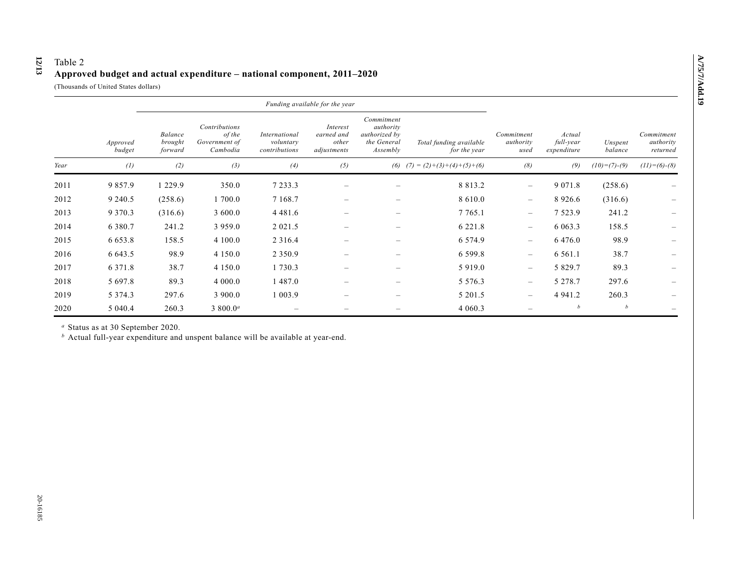Table 2

**Approved budget and actual expenditure – national component, 2011–2020**

(Thousands of United States dollars)

| | | Funding available for the year | | | | | | | | | |
|---|---|---|---|---|---|---|---|---|---|---|---|
| | *Approved budget* | *Balance brought forward* | *Contributions of the Government of Cambodia* | *International voluntary contributions* | *Interest earned and other adjustments* | *Commitment authority authorized by the General Assembly* | *Total funding available for the year* | *Commitment authority used* | *Actual full-year expenditure* | *Unspent balance* | *Commitment authority returned* |
| *Year* | *(1)* | *(2)* | *(3)* | *(4)* | *(5)* | *(6)* | *(7) = (2)+(3)+(4)+(5)+(6)* | *(8)* | *(9)* | *(10)=(7)-(9)* | *(11)=(6)-(8)* |
| 2011 | 9 857.9 | 1 229.9 | 350.0 | 7 233.3 | – | – | 8 813.2 | – | 9 071.8 | (258.6) | – |
| 2012 | 9 240.5 | (258.6) | 1 700.0 | 7 168.7 | – | – | 8 610.0 | – | 8 926.6 | (316.6) | – |
| 2013 | 9 370.3 | (316.6) | 3 600.0 | 4 481.6 | – | – | 7 765.1 | – | 7 523.9 | 241.2 | – |
| 2014 | 6 380.7 | 241.2 | 3 959.0 | 2 021.5 | – | – | 6 221.8 | – | 6 063.3 | 158.5 | – |
| 2015 | 6 653.8 | 158.5 | 4 100.0 | 2 316.4 | – | – | 6 574.9 | – | 6 476.0 | 98.9 | – |
| 2016 | 6 643.5 | 98.9 | 4 150.0 | 2 350.9 | – | – | 6 599.8 | – | 6 561.1 | 38.7 | – |
| 2017 | 6 371.8 | 38.7 | 4 150.0 | 1 730.3 | – | – | 5 919.0 | – | 5 829.7 | 89.3 | – |
| 2018 | 5 697.8 | 89.3 | 4 000.0 | 1 487.0 | – | – | 5 576.3 | – | 5 278.7 | 297.6 | – |
| 2019 | 5 374.3 | 297.6 | 3 900.0 | 1 003.9 | – | – | 5 201.5 | – | 4 941.2 | 260.3 | – |
| 2020 | 5 040.4 | 260.3 | 3 800.0[a] | – | – | – | 4 060.3 | – | [b] | [b] | – |

[a] Status as at 30 September 2020.

[b] Actual full-year expenditure and unspent balance will be available at year-end.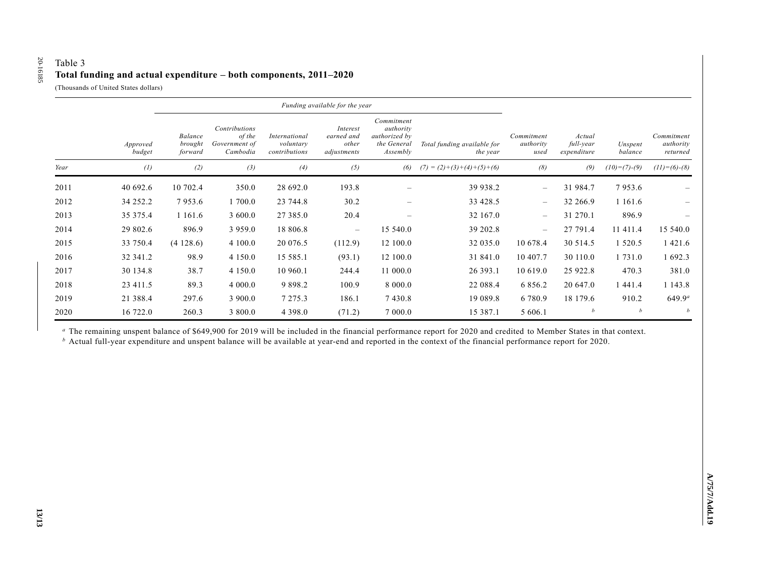Table 3

**Total funding and actual expenditure – both components, 2011–2020**

(Thousands of United States dollars)

| | | Funding available for the year | | | | | | | | | |
|---|---|---|---|---|---|---|---|---|---|---|---|
| | *Approved budget* | *Balance brought forward* | *Contributions of the Government of Cambodia* | *International voluntary contributions* | *Interest earned and other adjustments* | *Commitment authority authorized by the General Assembly* | *Total funding available for the year* | *Commitment authority used* | *Actual full-year expenditure* | *Unspent balance* | *Commitment authority returned* |
| *Year* | *(1)* | *(2)* | *(3)* | *(4)* | *(5)* | *(6)* | *(7) = (2)+(3)+(4)+(5)+(6)* | *(8)* | *(9)* | *(10)=(7)-(9)* | *(11)=(6)-(8)* |
| 2011 | 40 692.6 | 10 702.4 | 350.0 | 28 692.0 | 193.8 | – | 39 938.2 | – | 31 984.7 | 7 953.6 | – |
| 2012 | 34 252.2 | 7 953.6 | 1 700.0 | 23 744.8 | 30.2 | – | 33 428.5 | – | 32 266.9 | 1 161.6 | – |
| 2013 | 35 375.4 | 1 161.6 | 3 600.0 | 27 385.0 | 20.4 | – | 32 167.0 | – | 31 270.1 | 896.9 | – |
| 2014 | 29 802.6 | 896.9 | 3 959.0 | 18 806.8 | – | 15 540.0 | 39 202.8 | – | 27 791.4 | 11 411.4 | 15 540.0 |
| 2015 | 33 750.4 | (4 128.6) | 4 100.0 | 20 076.5 | (112.9) | 12 100.0 | 32 035.0 | 10 678.4 | 30 514.5 | 1 520.5 | 1 421.6 |
| 2016 | 32 341.2 | 98.9 | 4 150.0 | 15 585.1 | (93.1) | 12 100.0 | 31 841.0 | 10 407.7 | 30 110.0 | 1 731.0 | 1 692.3 |
| 2017 | 30 134.8 | 38.7 | 4 150.0 | 10 960.1 | 244.4 | 11 000.0 | 26 393.1 | 10 619.0 | 25 922.8 | 470.3 | 381.0 |
| 2018 | 23 411.5 | 89.3 | 4 000.0 | 9 898.2 | 100.9 | 8 000.0 | 22 088.4 | 6 856.2 | 20 647.0 | 1 441.4 | 1 143.8 |
| 2019 | 21 388.4 | 297.6 | 3 900.0 | 7 275.3 | 186.1 | 7 430.8 | 19 089.8 | 6 780.9 | 18 179.6 | 910.2 | 649.9[a] |
| 2020 | 16 722.0 | 260.3 | 3 800.0 | 4 398.0 | (71.2) | 7 000.0 | 15 387.1 | 5 606.1 | [b] | [b] | [b] |

[a] The remaining unspent balance of $649,900 for 2019 will be included in the financial performance report for 2020 and credited to Member States in that context.

[b] Actual full-year expenditure and unspent balance will be available at year-end and reported in the context of the financial performance report for 2020.